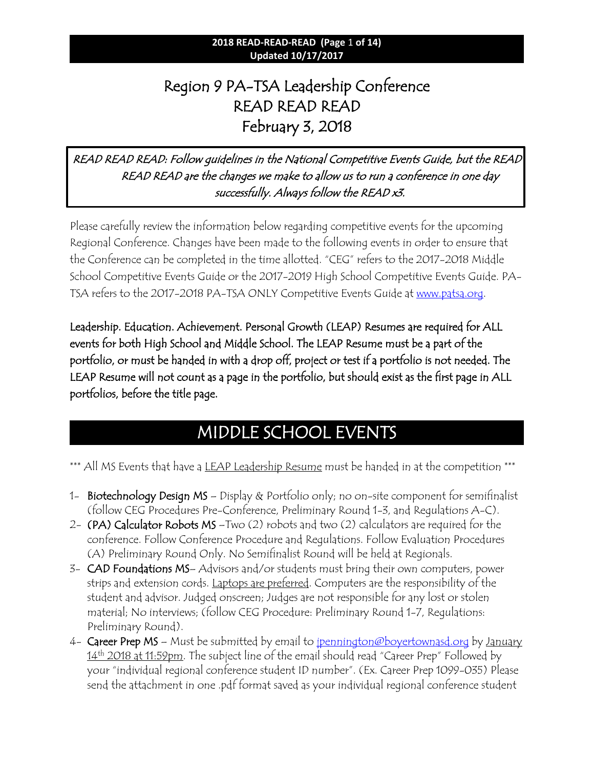# Region 9 PA-TSA Leadership Conference
# READ READ READ
# February 3, 2018

*READ READ READ: Follow guidelines in the National Competitive Events Guide, but the READ READ READ are the changes we make to allow us to run a conference in one day successfully. Always follow the READ x3.*

Please carefully review the information below regarding competitive events for the upcoming Regional Conference. Changes have been made to the following events in order to ensure that the Conference can be completed in the time allotted. "CEG" refers to the 2017-2018 Middle School Competitive Events Guide or the 2017-2019 High School Competitive Events Guide. PA-TSA refers to the 2017-2018 PA-TSA ONLY Competitive Events Guide at www.patsa.org.

Leadership. Education. Achievement. Personal Growth (LEAP) Resumes are required for ALL events for both High School and Middle School. The LEAP Resume must be a part of the portfolio, or must be handed in with a drop off, project or test if a portfolio is not needed. The LEAP Resume will not count as a page in the portfolio, but should exist as the first page in ALL portfolios, before the title page.

## MIDDLE SCHOOL EVENTS

*** All MS Events that have a LEAP Leadership Resume must be handed in at the competition ***

1- **Biotechnology Design MS** – Display & Portfolio only; no on-site component for semifinalist (follow CEG Procedures Pre-Conference, Preliminary Round 1-3, and Regulations A-C).
2- **(PA) Calculator Robots MS** –Two (2) robots and two (2) calculators are required for the conference. Follow Conference Procedure and Regulations. Follow Evaluation Procedures (A) Preliminary Round Only. No Semifinalist Round will be held at Regionals.
3- **CAD Foundations MS**– Advisors and/or students must bring their own computers, power strips and extension cords. Laptops are preferred. Computers are the responsibility of the student and advisor. Judged onscreen; Judges are not responsible for any lost or stolen material; No interviews; (follow CEG Procedure: Preliminary Round 1-7, Regulations: Preliminary Round).
4- **Career Prep MS** – Must be submitted by email to jpennington@boyertownasd.org by January 14th 2018 at 11:59pm. The subject line of the email should read "Career Prep" Followed by your "individual regional conference student ID number". (Ex. Career Prep 1099-035) Please send the attachment in one .pdf format saved as your individual regional conference student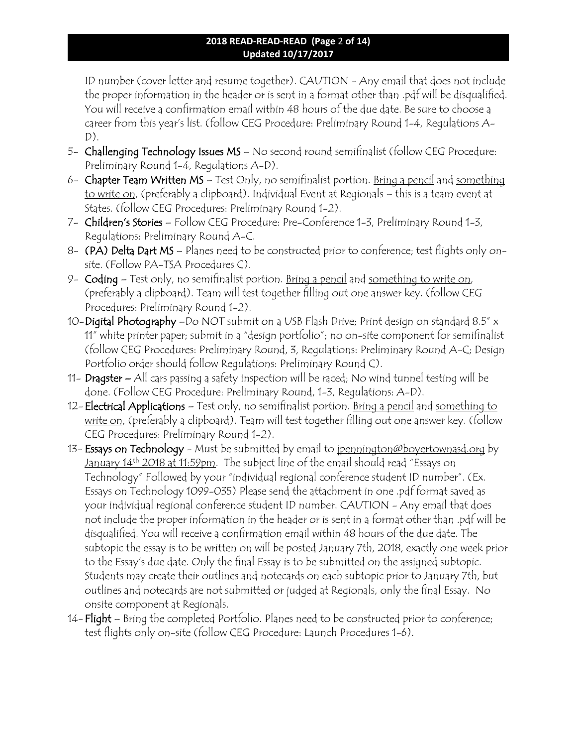ID number (cover letter and resume together). CAUTION - Any email that does not include the proper information in the header or is sent in a format other than .pdf will be disqualified. You will receive a confirmation email within 48 hours of the due date. Be sure to choose a career from this year's list. (follow CEG Procedure: Preliminary Round 1-4, Regulations A-D).

5- **Challenging Technology Issues MS** – No second round semifinalist (follow CEG Procedure: Preliminary Round 1-4, Regulations A-D).
6- **Chapter Team Written MS** – Test Only, no semifinalist portion. Bring a pencil and something to write on, (preferably a clipboard). Individual Event at Regionals – this is a team event at States. (follow CEG Procedures: Preliminary Round 1-2).
7- **Children's Stories** – Follow CEG Procedure: Pre-Conference 1-3, Preliminary Round 1-3, Regulations: Preliminary Round A-C.
8- **(PA) Delta Dart MS** – Planes need to be constructed prior to conference; test flights only on-site. (Follow PA-TSA Procedures C).
9- **Coding** – Test only, no semifinalist portion. Bring a pencil and something to write on, (preferably a clipboard). Team will test together filling out one answer key. (follow CEG Procedures: Preliminary Round 1-2).
10- **Digital Photography** –Do NOT submit on a USB Flash Drive; Print design on standard 8.5" x 11" white printer paper; submit in a "design portfolio"; no on-site component for semifinalist (follow CEG Procedures: Preliminary Round, 3, Regulations: Preliminary Round A-C; Design Portfolio order should follow Regulations: Preliminary Round C).
11- **Dragster** – All cars passing a safety inspection will be raced; No wind tunnel testing will be done. (Follow CEG Procedure: Preliminary Round, 1-3, Regulations: A-D).
12- **Electrical Applications** – Test only, no semifinalist portion. Bring a pencil and something to write on, (preferably a clipboard). Team will test together filling out one answer key. (follow CEG Procedures: Preliminary Round 1-2).
13- **Essays on Technology** - Must be submitted by email to jpennington@boyertownasd.org by January 14th 2018 at 11:59pm. The subject line of the email should read "Essays on Technology" Followed by your "individual regional conference student ID number". (Ex. Essays on Technology 1099-035) Please send the attachment in one .pdf format saved as your individual regional conference student ID number. CAUTION - Any email that does not include the proper information in the header or is sent in a format other than .pdf will be disqualified. You will receive a confirmation email within 48 hours of the due date. The subtopic the essay is to be written on will be posted January 7th, 2018, exactly one week prior to the Essay's due date. Only the final Essay is to be submitted on the assigned subtopic. Students may create their outlines and notecards on each subtopic prior to January 7th, but outlines and notecards are not submitted or judged at Regionals, only the final Essay. No onsite component at Regionals.
14- **Flight** – Bring the completed Portfolio. Planes need to be constructed prior to conference; test flights only on-site (follow CEG Procedure: Launch Procedures 1-6).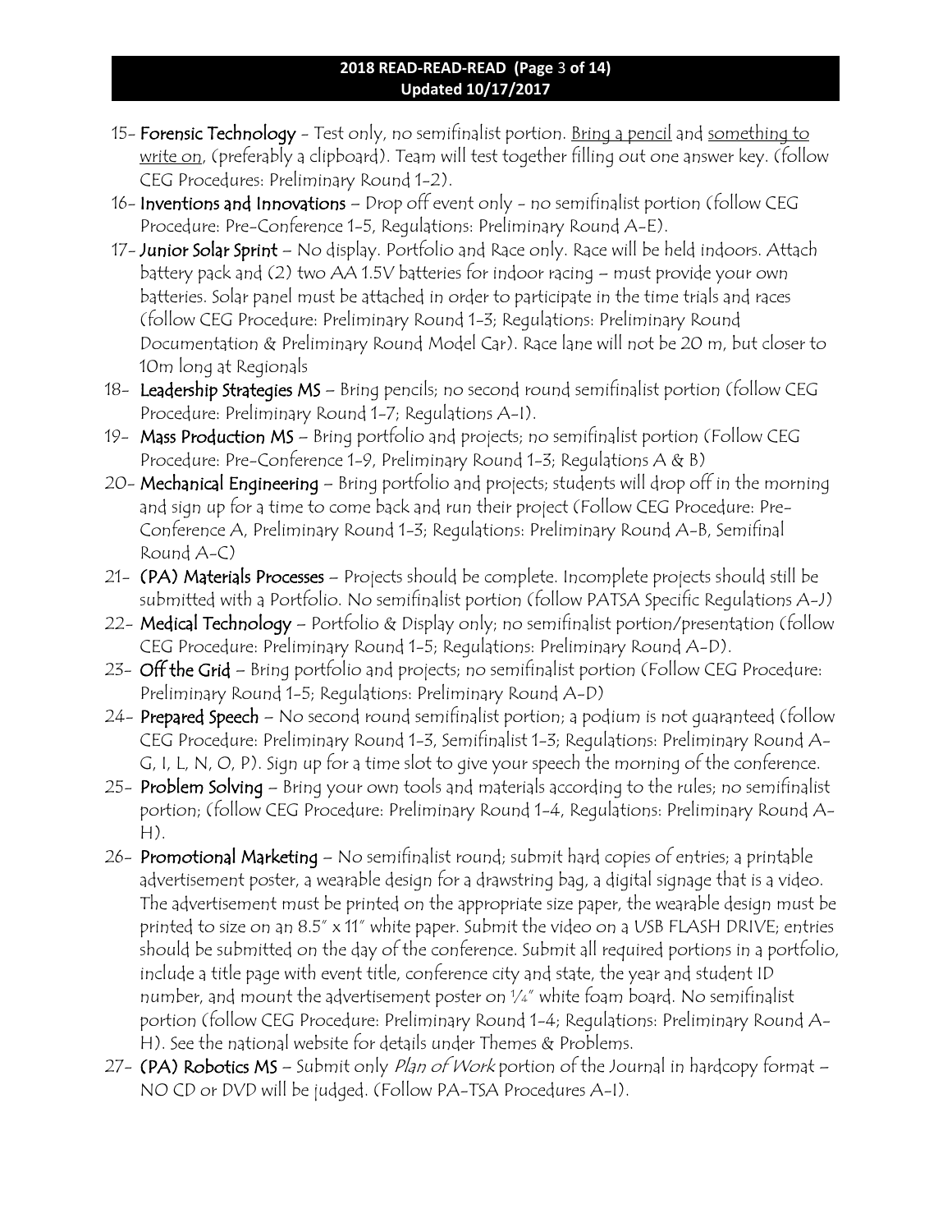15- **Forensic Technology** - Test only, no semifinalist portion. Bring a pencil and something to write on, (preferably a clipboard). Team will test together filling out one answer key. (follow CEG Procedures: Preliminary Round 1-2).

16- **Inventions and Innovations** – Drop off event only - no semifinalist portion (follow CEG Procedure: Pre-Conference 1-5, Regulations: Preliminary Round A-E).

17- **Junior Solar Sprint** – No display. Portfolio and Race only. Race will be held indoors. Attach battery pack and (2) two AA 1.5V batteries for indoor racing – must provide your own batteries. Solar panel must be attached in order to participate in the time trials and races (follow CEG Procedure: Preliminary Round 1-3; Regulations: Preliminary Round Documentation & Preliminary Round Model Car). Race lane will not be 20 m, but closer to 10m long at Regionals

18- **Leadership Strategies MS** – Bring pencils; no second round semifinalist portion (follow CEG Procedure: Preliminary Round 1-7; Regulations A-I).

19- **Mass Production MS** – Bring portfolio and projects; no semifinalist portion (Follow CEG Procedure: Pre-Conference 1-9, Preliminary Round 1-3; Regulations A & B)

20- **Mechanical Engineering** – Bring portfolio and projects; students will drop off in the morning and sign up for a time to come back and run their project (Follow CEG Procedure: Pre-Conference A, Preliminary Round 1-3; Regulations: Preliminary Round A-B, Semifinal Round A-C)

21- **(PA) Materials Processes** – Projects should be complete. Incomplete projects should still be submitted with a Portfolio. No semifinalist portion (follow PATSA Specific Regulations A-J)

22- **Medical Technology** – Portfolio & Display only; no semifinalist portion/presentation (follow CEG Procedure: Preliminary Round 1-5; Regulations: Preliminary Round A-D).

23- **Off the Grid** – Bring portfolio and projects; no semifinalist portion (Follow CEG Procedure: Preliminary Round 1-5; Regulations: Preliminary Round A-D)

24- **Prepared Speech** – No second round semifinalist portion; a podium is not guaranteed (follow CEG Procedure: Preliminary Round 1-3, Semifinalist 1-3; Regulations: Preliminary Round A-G, I, L, N, O, P). Sign up for a time slot to give your speech the morning of the conference.

25- **Problem Solving** – Bring your own tools and materials according to the rules; no semifinalist portion; (follow CEG Procedure: Preliminary Round 1-4, Regulations: Preliminary Round A-H).

26- **Promotional Marketing** – No semifinalist round; submit hard copies of entries; a printable advertisement poster, a wearable design for a drawstring bag, a digital signage that is a video. The advertisement must be printed on the appropriate size paper, the wearable design must be printed to size on an 8.5" x 11" white paper. Submit the video on a USB FLASH DRIVE; entries should be submitted on the day of the conference. Submit all required portions in a portfolio, include a title page with event title, conference city and state, the year and student ID number, and mount the advertisement poster on ¼" white foam board. No semifinalist portion (follow CEG Procedure: Preliminary Round 1-4; Regulations: Preliminary Round A-H). See the national website for details under Themes & Problems.

27- **(PA) Robotics MS** – Submit only *Plan of Work* portion of the Journal in hardcopy format – NO CD or DVD will be judged. (Follow PA-TSA Procedures A-I).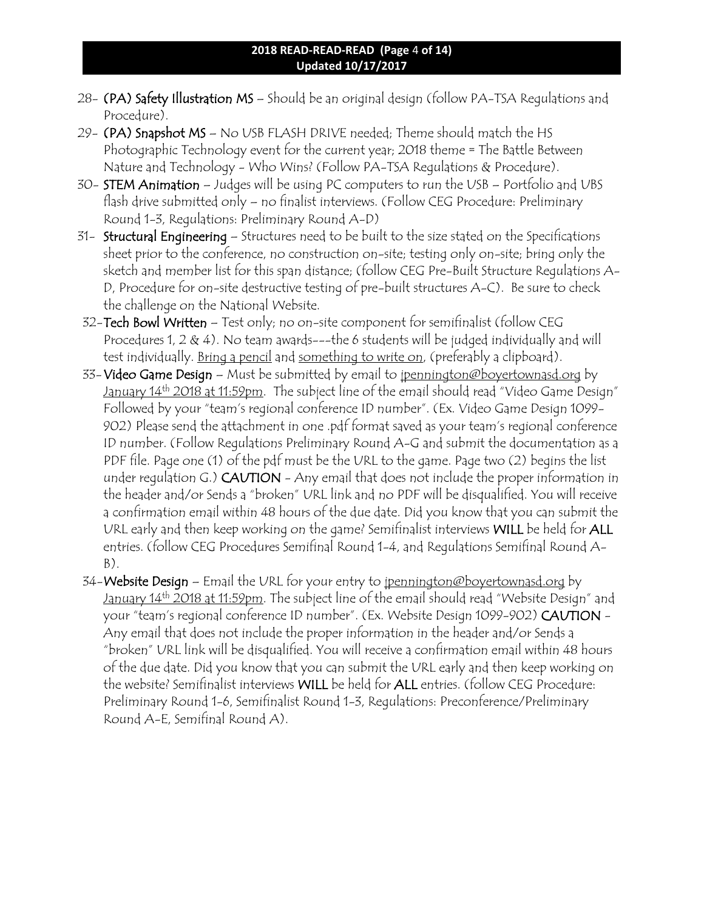28- **(PA) Safety Illustration MS** – Should be an original design (follow PA-TSA Regulations and Procedure).

29- **(PA) Snapshot MS** – No USB FLASH DRIVE needed; Theme should match the HS Photographic Technology event for the current year; 2018 theme = The Battle Between Nature and Technology - Who Wins? (Follow PA-TSA Regulations & Procedure).

30- **STEM Animation** – Judges will be using PC computers to run the USB – Portfolio and UBS flash drive submitted only – no finalist interviews. (Follow CEG Procedure: Preliminary Round 1-3, Regulations: Preliminary Round A-D)

31- **Structural Engineering** – Structures need to be built to the size stated on the Specifications sheet prior to the conference, no construction on-site; testing only on-site; bring only the sketch and member list for this span distance; (follow CEG Pre-Built Structure Regulations A-D, Procedure for on-site destructive testing of pre-built structures A-C). Be sure to check the challenge on the National Website.

32- **Tech Bowl Written** – Test only; no on-site component for semifinalist (follow CEG Procedures 1, 2 & 4). No team awards---the 6 students will be judged individually and will test individually. <u>Bring a pencil</u> and <u>something to write on</u>, (preferably a clipboard).

33- **Video Game Design** – Must be submitted by email to jpennington@boyertownasd.org by <u>January 14th 2018 at 11:59pm</u>. The subject line of the email should read "Video Game Design" Followed by your "team's regional conference ID number". (Ex. Video Game Design 1099-902) Please send the attachment in one .pdf format saved as your team's regional conference ID number. (Follow Regulations Preliminary Round A-G and submit the documentation as a PDF file. Page one (1) of the pdf must be the URL to the game. Page two (2) begins the list under regulation G.) **CAUTION** - Any email that does not include the proper information in the header and/or Sends a "broken" URL link and no PDF will be disqualified. You will receive a confirmation email within 48 hours of the due date. Did you know that you can submit the URL early and then keep working on the game? Semifinalist interviews **WILL** be held for **ALL** entries. (follow CEG Procedures Semifinal Round 1-4, and Regulations Semifinal Round A-B).

34- **Website Design** – Email the URL for your entry to jpennington@boyertownasd.org by <u>January 14th 2018 at 11:59pm</u>. The subject line of the email should read "Website Design" and your "team's regional conference ID number". (Ex. Website Design 1099-902) **CAUTION** - Any email that does not include the proper information in the header and/or Sends a "broken" URL link will be disqualified. You will receive a confirmation email within 48 hours of the due date. Did you know that you can submit the URL early and then keep working on the website? Semifinalist interviews **WILL** be held for **ALL** entries. (follow CEG Procedure: Preliminary Round 1-6, Semifinalist Round 1-3, Regulations: Preconference/Preliminary Round A-E, Semifinal Round A).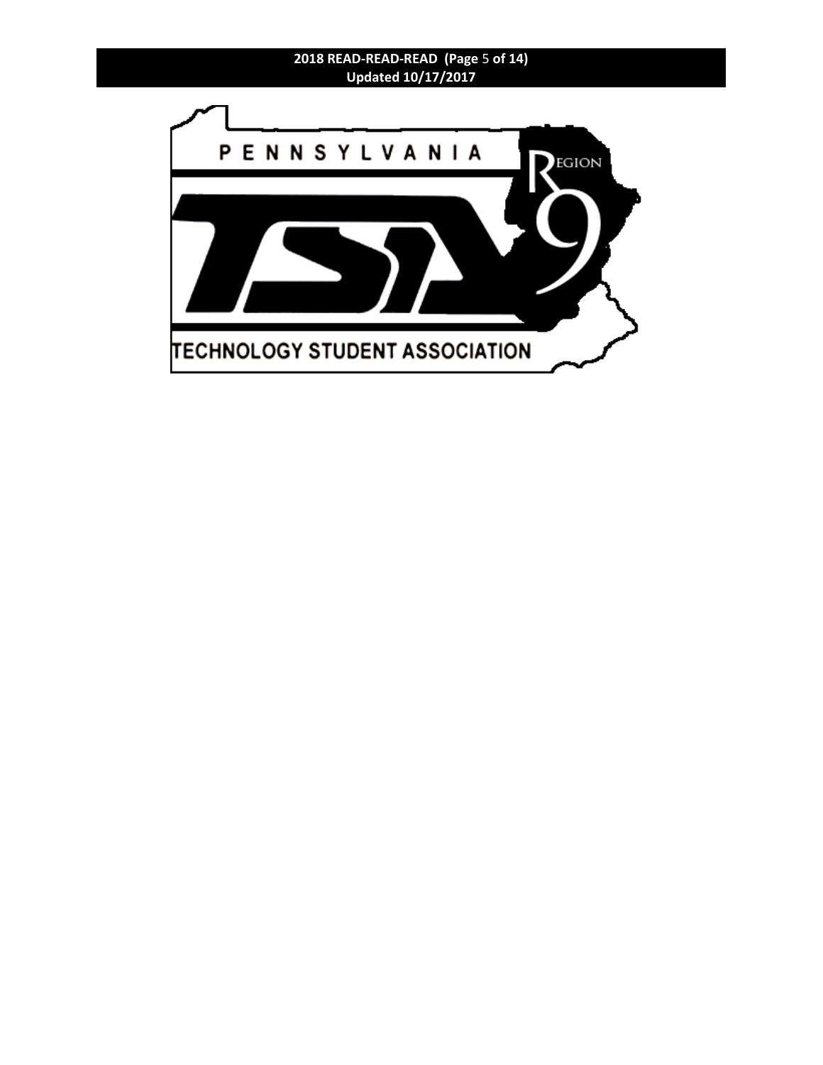PENNSYLVANIA

REGION 9

TECHNOLOGY STUDENT ASSOCIATION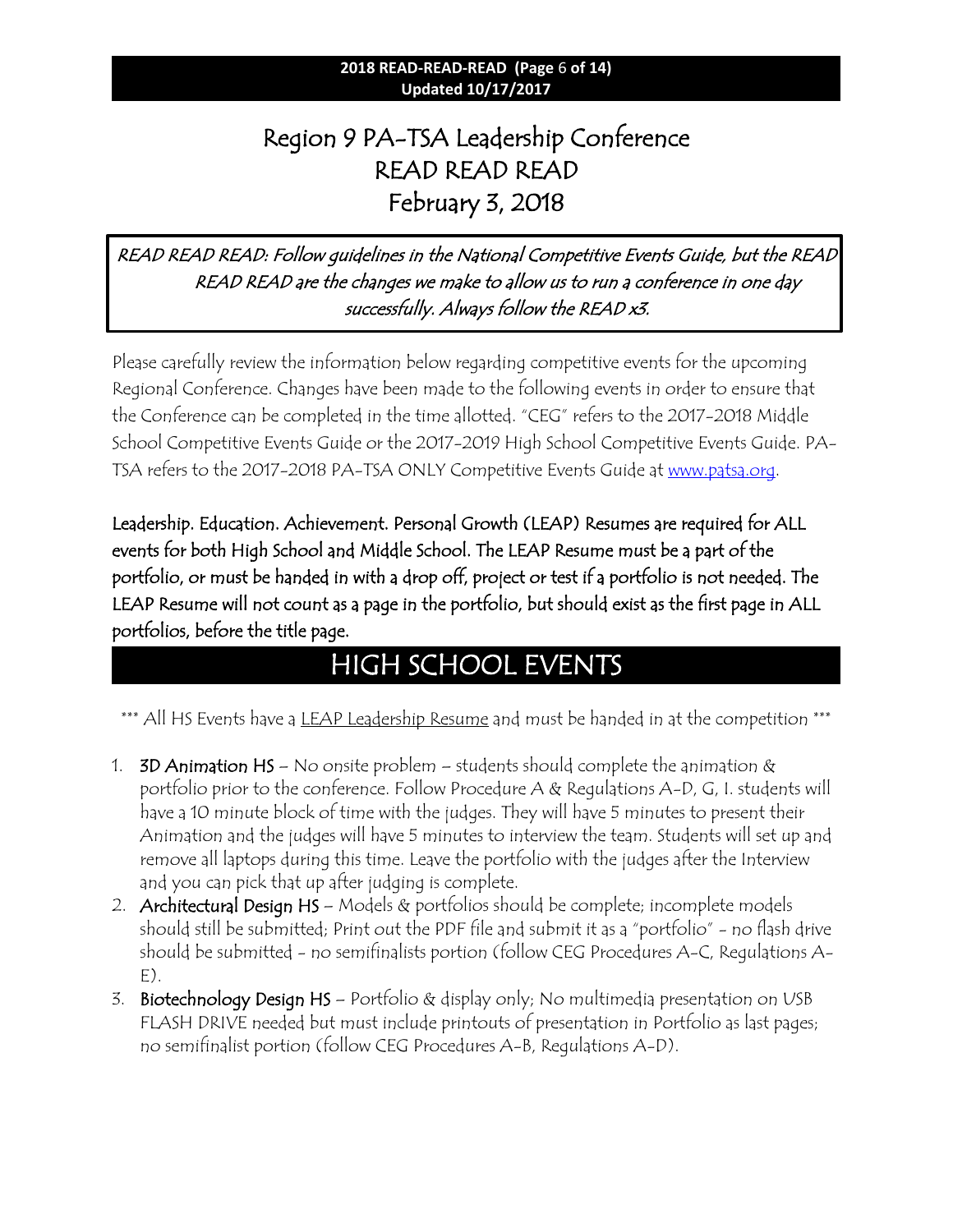# Region 9 PA-TSA Leadership Conference
# READ READ READ
# February 3, 2018

*READ READ READ: Follow guidelines in the National Competitive Events Guide, but the READ READ READ are the changes we make to allow us to run a conference in one day successfully. Always follow the READ x3.*

Please carefully review the information below regarding competitive events for the upcoming Regional Conference. Changes have been made to the following events in order to ensure that the Conference can be completed in the time allotted. "CEG" refers to the 2017-2018 Middle School Competitive Events Guide or the 2017-2019 High School Competitive Events Guide. PA-TSA refers to the 2017-2018 PA-TSA ONLY Competitive Events Guide at [www.patsa.org](www.patsa.org).

Leadership. Education. Achievement. Personal Growth (LEAP) Resumes are required for ALL events for both High School and Middle School. The LEAP Resume must be a part of the portfolio, or must be handed in with a drop off, project or test if a portfolio is not needed. The LEAP Resume will not count as a page in the portfolio, but should exist as the first page in ALL portfolios, before the title page.

## HIGH SCHOOL EVENTS

\*\*\* All HS Events have a LEAP Leadership Resume and must be handed in at the competition \*\*\*

1. **3D Animation HS** – No onsite problem – students should complete the animation & portfolio prior to the conference. Follow Procedure A & Regulations A-D, G, I. students will have a 10 minute block of time with the judges. They will have 5 minutes to present their Animation and the judges will have 5 minutes to interview the team. Students will set up and remove all laptops during this time. Leave the portfolio with the judges after the Interview and you can pick that up after judging is complete.
2. **Architectural Design HS** – Models & portfolios should be complete; incomplete models should still be submitted; Print out the PDF file and submit it as a "portfolio" - no flash drive should be submitted - no semifinalists portion (follow CEG Procedures A-C, Regulations A-E).
3. **Biotechnology Design HS** – Portfolio & display only; No multimedia presentation on USB FLASH DRIVE needed but must include printouts of presentation in Portfolio as last pages; no semifinalist portion (follow CEG Procedures A-B, Regulations A-D).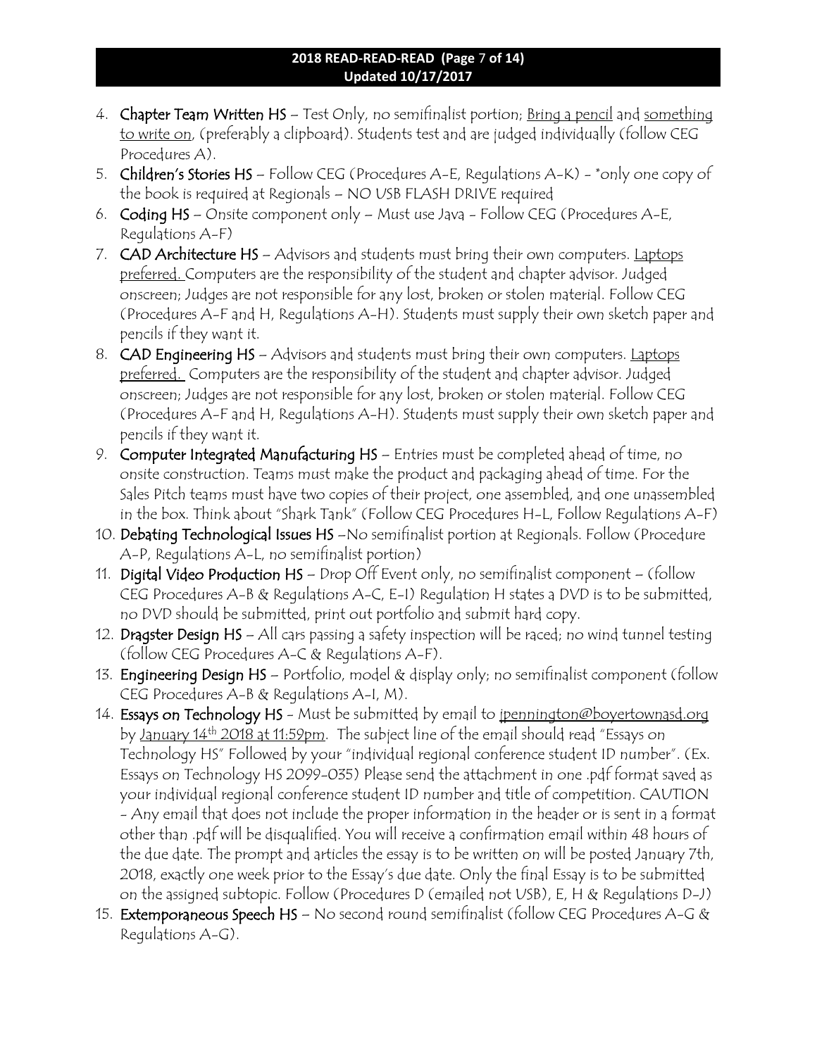4. **Chapter Team Written HS** – Test Only, no semifinalist portion; Bring a pencil and something to write on, (preferably a clipboard). Students test and are judged individually (follow CEG Procedures A).
5. **Children's Stories HS** – Follow CEG (Procedures A-E, Regulations A-K) - *only one copy of the book is required at Regionals – NO USB FLASH DRIVE required
6. **Coding HS** – Onsite component only – Must use Java - Follow CEG (Procedures A-E, Regulations A-F)
7. **CAD Architecture HS** – Advisors and students must bring their own computers. Laptops preferred. Computers are the responsibility of the student and chapter advisor. Judged onscreen; Judges are not responsible for any lost, broken or stolen material. Follow CEG (Procedures A-F and H, Regulations A-H). Students must supply their own sketch paper and pencils if they want it.
8. **CAD Engineering HS** – Advisors and students must bring their own computers. Laptops preferred. Computers are the responsibility of the student and chapter advisor. Judged onscreen; Judges are not responsible for any lost, broken or stolen material. Follow CEG (Procedures A-F and H, Regulations A-H). Students must supply their own sketch paper and pencils if they want it.
9. **Computer Integrated Manufacturing HS** – Entries must be completed ahead of time, no onsite construction. Teams must make the product and packaging ahead of time. For the Sales Pitch teams must have two copies of their project, one assembled, and one unassembled in the box. Think about "Shark Tank" (Follow CEG Procedures H-L, Follow Regulations A-F)
10. **Debating Technological Issues HS** –No semifinalist portion at Regionals. Follow (Procedure A-P, Regulations A-L, no semifinalist portion)
11. **Digital Video Production HS** – Drop Off Event only, no semifinalist component – (follow CEG Procedures A-B & Regulations A-C, E-I) Regulation H states a DVD is to be submitted, no DVD should be submitted, print out portfolio and submit hard copy.
12. **Dragster Design HS** – All cars passing a safety inspection will be raced; no wind tunnel testing (follow CEG Procedures A-C & Regulations A-F).
13. **Engineering Design HS** – Portfolio, model & display only; no semifinalist component (follow CEG Procedures A-B & Regulations A-I, M).
14. **Essays on Technology HS** - Must be submitted by email to jpennington@boyertownasd.org by January 14th 2018 at 11:59pm. The subject line of the email should read "Essays on Technology HS" Followed by your "individual regional conference student ID number". (Ex. Essays on Technology HS 2099-035) Please send the attachment in one .pdf format saved as your individual regional conference student ID number and title of competition. CAUTION - Any email that does not include the proper information in the header or is sent in a format other than .pdf will be disqualified. You will receive a confirmation email within 48 hours of the due date. The prompt and articles the essay is to be written on will be posted January 7th, 2018, exactly one week prior to the Essay's due date. Only the final Essay is to be submitted on the assigned subtopic. Follow (Procedures D (emailed not USB), E, H & Regulations D-J)
15. **Extemporaneous Speech HS** – No second round semifinalist (follow CEG Procedures A-G & Regulations A-G).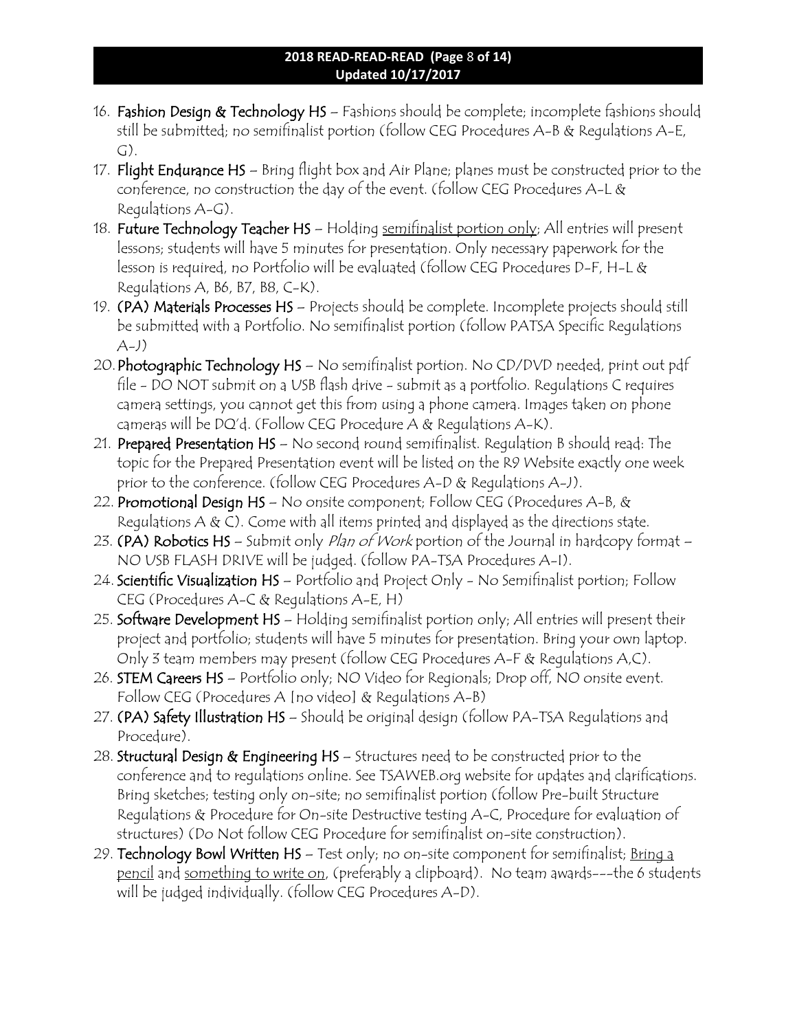16. **Fashion Design & Technology HS** – Fashions should be complete; incomplete fashions should still be submitted; no semifinalist portion (follow CEG Procedures A-B & Regulations A-E, G).
17. **Flight Endurance HS** – Bring flight box and Air Plane; planes must be constructed prior to the conference, no construction the day of the event. (follow CEG Procedures A-L & Regulations A-G).
18. **Future Technology Teacher HS** – Holding <u>semifinalist portion only</u>; All entries will present lessons; students will have 5 minutes for presentation. Only necessary paperwork for the lesson is required, no Portfolio will be evaluated (follow CEG Procedures D-F, H-L & Regulations A, B6, B7, B8, C-K).
19. **(PA) Materials Processes HS** – Projects should be complete. Incomplete projects should still be submitted with a Portfolio. No semifinalist portion (follow PATSA Specific Regulations A-J)
20. **Photographic Technology HS** – No semifinalist portion. No CD/DVD needed, print out pdf file - DO NOT submit on a USB flash drive - submit as a portfolio. Regulations C requires camera settings, you cannot get this from using a phone camera. Images taken on phone cameras will be DQ'd. (Follow CEG Procedure A & Regulations A-K).
21. **Prepared Presentation HS** – No second round semifinalist. Regulation B should read: The topic for the Prepared Presentation event will be listed on the R9 Website exactly one week prior to the conference. (follow CEG Procedures A-D & Regulations A-J).
22. **Promotional Design HS** – No onsite component; Follow CEG (Procedures A-B, & Regulations A & C). Come with all items printed and displayed as the directions state.
23. **(PA) Robotics HS** – Submit only *Plan of Work* portion of the Journal in hardcopy format – NO USB FLASH DRIVE will be judged. (follow PA-TSA Procedures A-I).
24. **Scientific Visualization HS** – Portfolio and Project Only - No Semifinalist portion; Follow CEG (Procedures A-C & Regulations A-E, H)
25. **Software Development HS** – Holding semifinalist portion only; All entries will present their project and portfolio; students will have 5 minutes for presentation. Bring your own laptop. Only 3 team members may present (follow CEG Procedures A-F & Regulations A,C).
26. **STEM Careers HS** – Portfolio only; NO Video for Regionals; Drop off, NO onsite event. Follow CEG (Procedures A [no video] & Regulations A-B)
27. **(PA) Safety Illustration HS** – Should be original design (follow PA-TSA Regulations and Procedure).
28. **Structural Design & Engineering HS** – Structures need to be constructed prior to the conference and to regulations online. See TSAWEB.org website for updates and clarifications. Bring sketches; testing only on-site; no semifinalist portion (follow Pre-built Structure Regulations & Procedure for On-site Destructive testing A-C, Procedure for evaluation of structures) (Do Not follow CEG Procedure for semifinalist on-site construction).
29. **Technology Bowl Written HS** – Test only; no on-site component for semifinalist; <u>Bring a pencil</u> and <u>something to write on</u>, (preferably a clipboard). No team awards---the 6 students will be judged individually. (follow CEG Procedures A-D).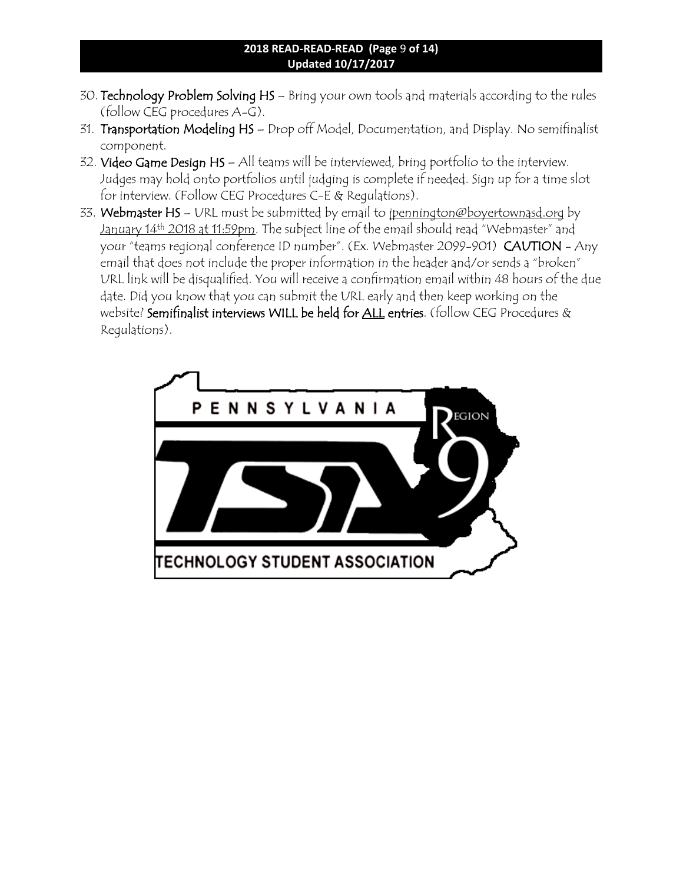30. **Technology Problem Solving HS** – Bring your own tools and materials according to the rules (follow CEG procedures A-G).
31. **Transportation Modeling HS** – Drop off Model, Documentation, and Display. No semifinalist component.
32. **Video Game Design HS** – All teams will be interviewed, bring portfolio to the interview. Judges may hold onto portfolios until judging is complete if needed. Sign up for a time slot for interview. (Follow CEG Procedures C-E & Regulations).
33. **Webmaster HS** – URL must be submitted by email to jpennington@boyertownasd.org by January 14th 2018 at 11:59pm. The subject line of the email should read "Webmaster" and your "teams regional conference ID number". (Ex. Webmaster 2099-901) **CAUTION** - Any email that does not include the proper information in the header and/or sends a "broken" URL link will be disqualified. You will receive a confirmation email within 48 hours of the due date. Did you know that you can submit the URL early and then keep working on the website? **Semifinalist interviews WILL be held for ALL entries**. (follow CEG Procedures & Regulations).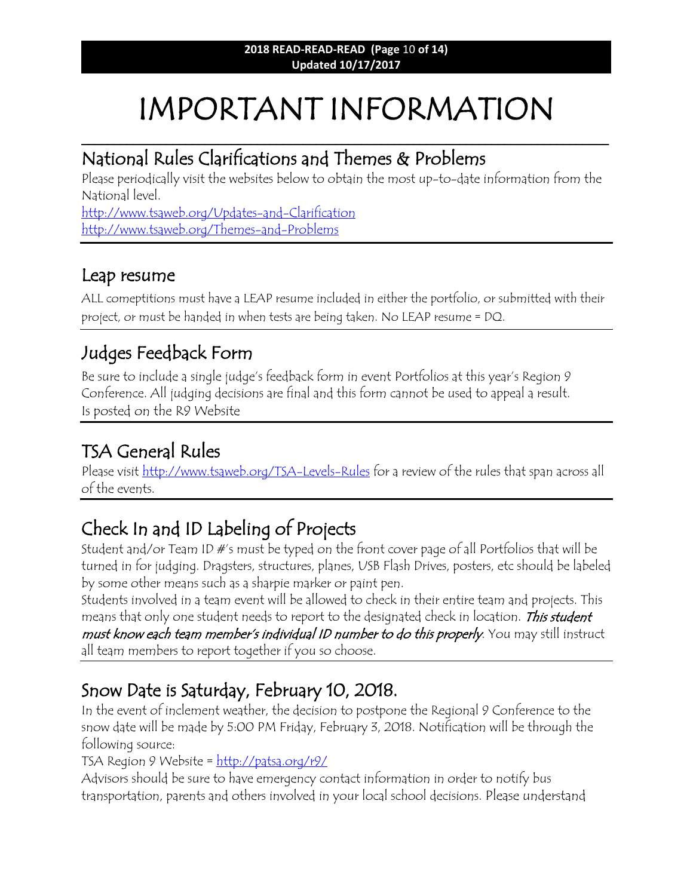# IMPORTANT INFORMATION

## National Rules Clarifications and Themes & Problems

Please periodically visit the websites below to obtain the most up-to-date information from the National level.

http://www.tsaweb.org/Updates-and-Clarification
http://www.tsaweb.org/Themes-and-Problems

## Leap resume

ALL comeptitions must have a LEAP resume included in either the portfolio, or submitted with their project, or must be handed in when tests are being taken. No LEAP resume = DQ.

## Judges Feedback Form

Be sure to include a single judge's feedback form in event Portfolios at this year's Region 9 Conference. All judging decisions are final and this form cannot be used to appeal a result. Is posted on the R9 Website

## TSA General Rules

Please visit http://www.tsaweb.org/TSA-Levels-Rules for a review of the rules that span across all of the events.

## Check In and ID Labeling of Projects

Student and/or Team ID #'s must be typed on the front cover page of all Portfolios that will be turned in for judging. Dragsters, structures, planes, USB Flash Drives, posters, etc should be labeled by some other means such as a sharpie marker or paint pen.

Students involved in a team event will be allowed to check in their entire team and projects. This means that only one student needs to report to the designated check in location. ***This student must know each team member's individual ID number to do this properly***. You may still instruct all team members to report together if you so choose.

## Snow Date is Saturday, February 10, 2018.

In the event of inclement weather, the decision to postpone the Regional 9 Conference to the snow date will be made by 5:00 PM Friday, February 3, 2018. Notification will be through the following source:

TSA Region 9 Website = http://patsa.org/r9/

Advisors should be sure to have emergency contact information in order to notify bus transportation, parents and others involved in your local school decisions. Please understand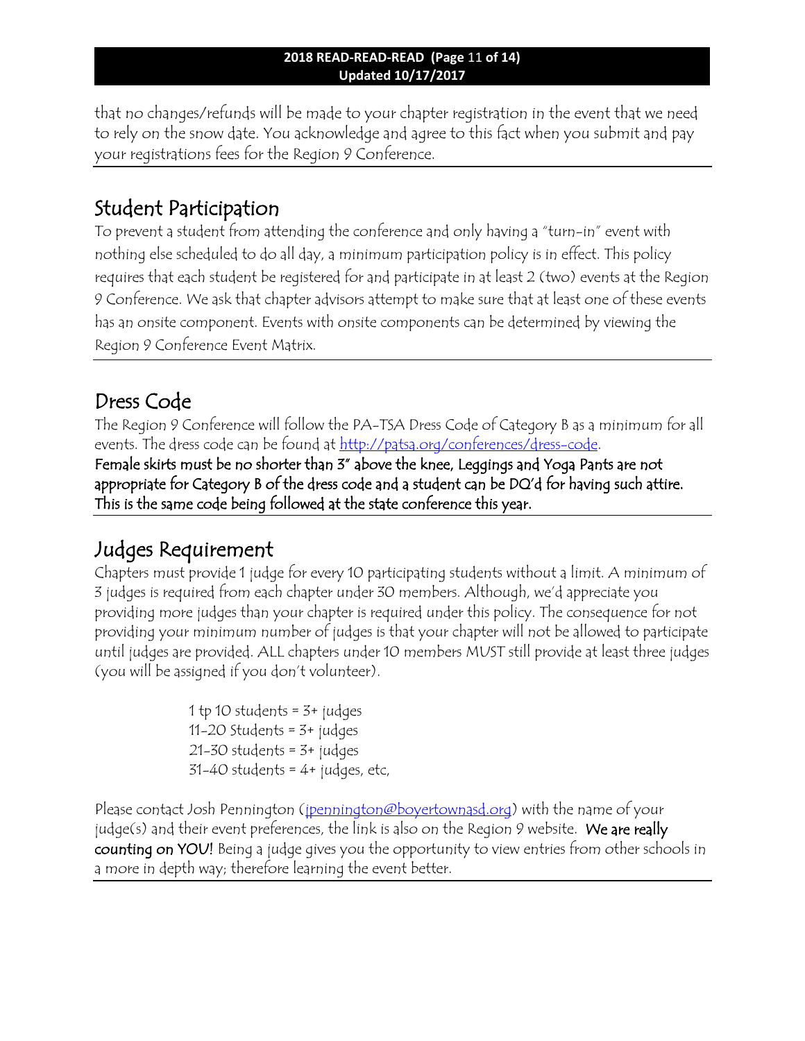that no changes/refunds will be made to your chapter registration in the event that we need to rely on the snow date. You acknowledge and agree to this fact when you submit and pay your registrations fees for the Region 9 Conference.

## Student Participation

To prevent a student from attending the conference and only having a "turn-in" event with nothing else scheduled to do all day, a minimum participation policy is in effect. This policy requires that each student be registered for and participate in at least 2 (two) events at the Region 9 Conference. We ask that chapter advisors attempt to make sure that at least one of these events has an onsite component. Events with onsite components can be determined by viewing the Region 9 Conference Event Matrix.

## Dress Code

The Region 9 Conference will follow the PA-TSA Dress Code of Category B as a minimum for all events. The dress code can be found at [http://patsa.org/conferences/dress-code](http://patsa.org/conferences/dress-code).

**Female skirts must be no shorter than 3" above the knee, Leggings and Yoga Pants are not appropriate for Category B of the dress code and a student can be DQ'd for having such attire. This is the same code being followed at the state conference this year.**

## Judges Requirement

Chapters must provide 1 judge for every 10 participating students without a limit. A minimum of 3 judges is required from each chapter under 30 members. Although, we'd appreciate you providing more judges than your chapter is required under this policy. The consequence for not providing your minimum number of judges is that your chapter will not be allowed to participate until judges are provided. ALL chapters under 10 members MUST still provide at least three judges (you will be assigned if you don't volunteer).

1 tp 10 students = 3+ judges
11-20 Students = 3+ judges
21-30 students = 3+ judges
31-40 students = 4+ judges, etc,

Please contact Josh Pennington ([jpennington@boyertownasd.org](mailto:jpennington@boyertownasd.org)) with the name of your judge(s) and their event preferences, the link is also on the Region 9 website. **We are really counting on YOU!** Being a judge gives you the opportunity to view entries from other schools in a more in depth way; therefore learning the event better.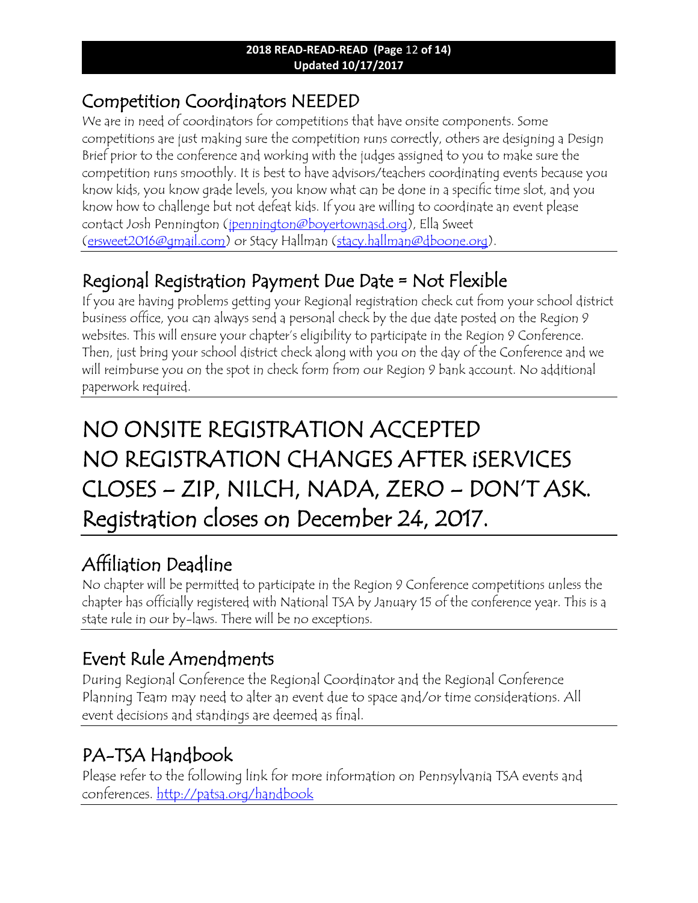## Competition Coordinators NEEDED

We are in need of coordinators for competitions that have onsite components. Some competitions are just making sure the competition runs correctly, others are designing a Design Brief prior to the conference and working with the judges assigned to you to make sure the competition runs smoothly. It is best to have advisors/teachers coordinating events because you know kids, you know grade levels, you know what can be done in a specific time slot, and you know how to challenge but not defeat kids. If you are willing to coordinate an event please contact Josh Pennington (jpennington@boyertownasd.org), Ella Sweet (ersweet2016@gmail.com) or Stacy Hallman (stacy.hallman@dboone.org).

## Regional Registration Payment Due Date = Not Flexible

If you are having problems getting your Regional registration check cut from your school district business office, you can always send a personal check by the due date posted on the Region 9 websites. This will ensure your chapter's eligibility to participate in the Region 9 Conference. Then, just bring your school district check along with you on the day of the Conference and we will reimburse you on the spot in check form from our Region 9 bank account. No additional paperwork required.

# NO ONSITE REGISTRATION ACCEPTED
# NO REGISTRATION CHANGES AFTER iSERVICES CLOSES – ZIP, NILCH, NADA, ZERO – DON'T ASK.
# Registration closes on December 24, 2017.

## Affiliation Deadline

No chapter will be permitted to participate in the Region 9 Conference competitions unless the chapter has officially registered with National TSA by January 15 of the conference year. This is a state rule in our by-laws. There will be no exceptions.

## Event Rule Amendments

During Regional Conference the Regional Coordinator and the Regional Conference Planning Team may need to alter an event due to space and/or time considerations. All event decisions and standings are deemed as final.

## PA-TSA Handbook

Please refer to the following link for more information on Pennsylvania TSA events and conferences. http://patsa.org/handbook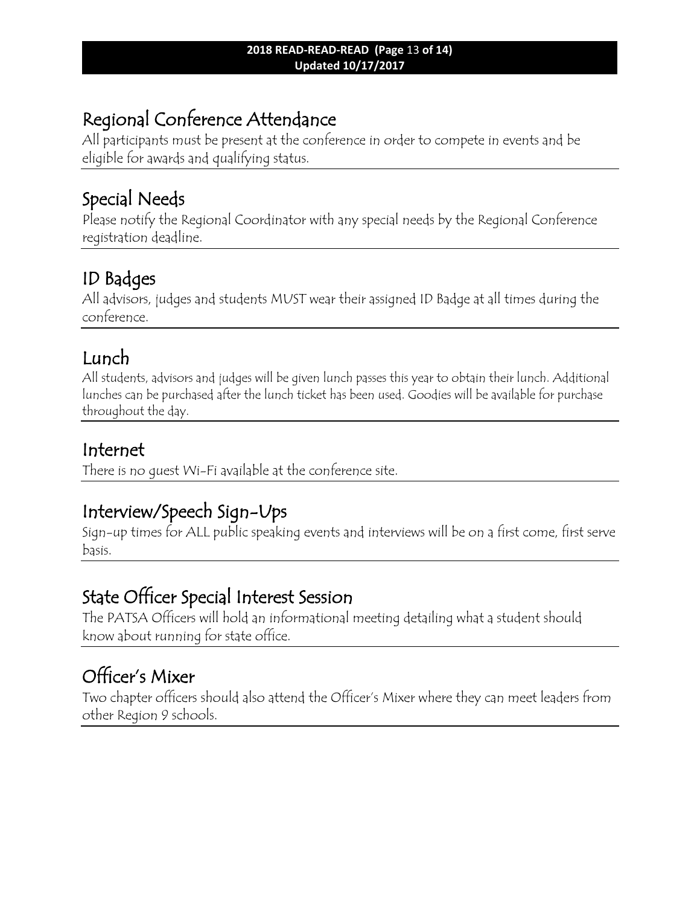## Regional Conference Attendance

All participants must be present at the conference in order to compete in events and be eligible for awards and qualifying status.

## Special Needs

Please notify the Regional Coordinator with any special needs by the Regional Conference registration deadline.

## ID Badges

All advisors, judges and students MUST wear their assigned ID Badge at all times during the conference.

## Lunch

All students, advisors and judges will be given lunch passes this year to obtain their lunch. Additional lunches can be purchased after the lunch ticket has been used. Goodies will be available for purchase throughout the day.

## Internet

There is no guest Wi-Fi available at the conference site.

## Interview/Speech Sign-Ups

Sign-up times for ALL public speaking events and interviews will be on a first come, first serve basis.

## State Officer Special Interest Session

The PATSA Officers will hold an informational meeting detailing what a student should know about running for state office.

## Officer's Mixer

Two chapter officers should also attend the Officer's Mixer where they can meet leaders from other Region 9 schools.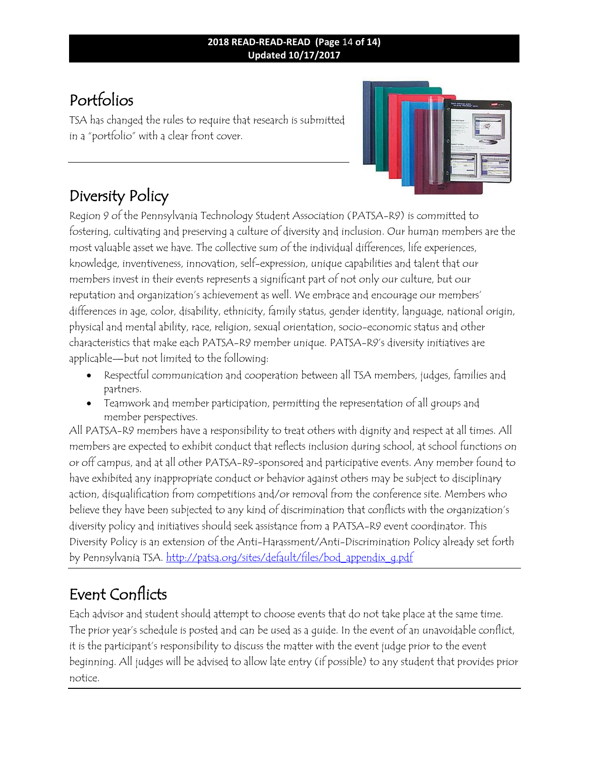## Portfolios

TSA has changed the rules to require that research is submitted in a "portfolio" with a clear front cover.

---

## Diversity Policy

Region 9 of the Pennsylvania Technology Student Association (PATSA-R9) is committed to fostering, cultivating and preserving a culture of diversity and inclusion. Our human members are the most valuable asset we have. The collective sum of the individual differences, life experiences, knowledge, inventiveness, innovation, self-expression, unique capabilities and talent that our members invest in their events represents a significant part of not only our culture, but our reputation and organization's achievement as well. We embrace and encourage our members' differences in age, color, disability, ethnicity, family status, gender identity, language, national origin, physical and mental ability, race, religion, sexual orientation, socio-economic status and other characteristics that make each PATSA-R9 member unique. PATSA-R9's diversity initiatives are applicable—but not limited to the following:

- Respectful communication and cooperation between all TSA members, judges, families and partners.
- Teamwork and member participation, permitting the representation of all groups and member perspectives.

All PATSA-R9 members have a responsibility to treat others with dignity and respect at all times. All members are expected to exhibit conduct that reflects inclusion during school, at school functions on or off campus, and at all other PATSA-R9-sponsored and participative events. Any member found to have exhibited any inappropriate conduct or behavior against others may be subject to disciplinary action, disqualification from competitions and/or removal from the conference site. Members who believe they have been subjected to any kind of discrimination that conflicts with the organization's diversity policy and initiatives should seek assistance from a PATSA-R9 event coordinator. This Diversity Policy is an extension of the Anti-Harassment/Anti-Discrimination Policy already set forth by Pennsylvania TSA. http://patsa.org/sites/default/files/bod_appendix_g.pdf

---

## Event Conflicts

Each advisor and student should attempt to choose events that do not take place at the same time. The prior year's schedule is posted and can be used as a guide. In the event of an unavoidable conflict, it is the participant's responsibility to discuss the matter with the event judge prior to the event beginning. All judges will be advised to allow late entry (if possible) to any student that provides prior notice.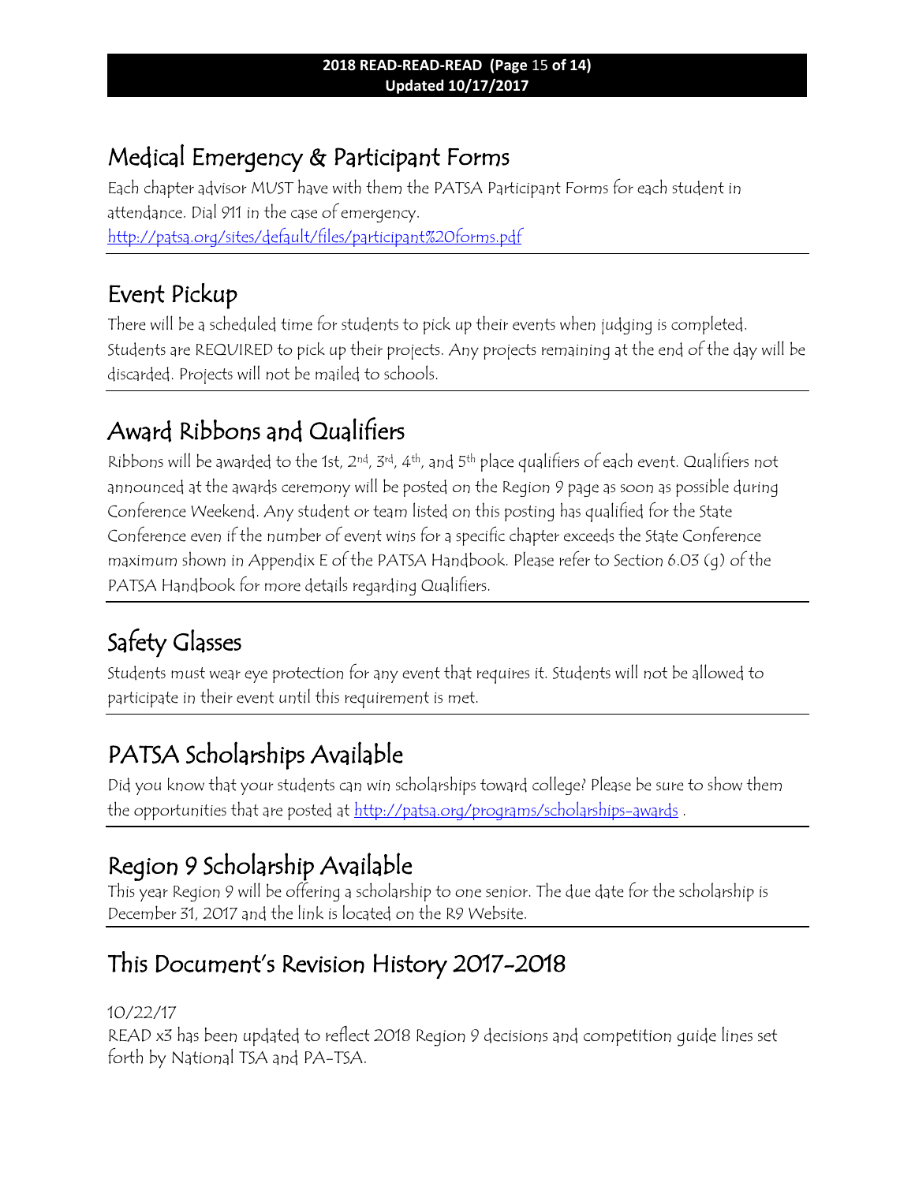## Medical Emergency & Participant Forms

Each chapter advisor MUST have with them the PATSA Participant Forms for each student in attendance. Dial 911 in the case of emergency.
http://patsa.org/sites/default/files/participant%20forms.pdf

## Event Pickup

There will be a scheduled time for students to pick up their events when judging is completed. Students are REQUIRED to pick up their projects. Any projects remaining at the end of the day will be discarded. Projects will not be mailed to schools.

## Award Ribbons and Qualifiers

Ribbons will be awarded to the 1st, 2nd, 3rd, 4th, and 5th place qualifiers of each event. Qualifiers not announced at the awards ceremony will be posted on the Region 9 page as soon as possible during Conference Weekend. Any student or team listed on this posting has qualified for the State Conference even if the number of event wins for a specific chapter exceeds the State Conference maximum shown in Appendix E of the PATSA Handbook. Please refer to Section 6.03 (g) of the PATSA Handbook for more details regarding Qualifiers.

## Safety Glasses

Students must wear eye protection for any event that requires it. Students will not be allowed to participate in their event until this requirement is met.

## PATSA Scholarships Available

Did you know that your students can win scholarships toward college? Please be sure to show them the opportunities that are posted at http://patsa.org/programs/scholarships-awards .

## Region 9 Scholarship Available

This year Region 9 will be offering a scholarship to one senior. The due date for the scholarship is December 31, 2017 and the link is located on the R9 Website.

## This Document's Revision History 2017-2018

10/22/17
READ x3 has been updated to reflect 2018 Region 9 decisions and competition guide lines set forth by National TSA and PA-TSA.